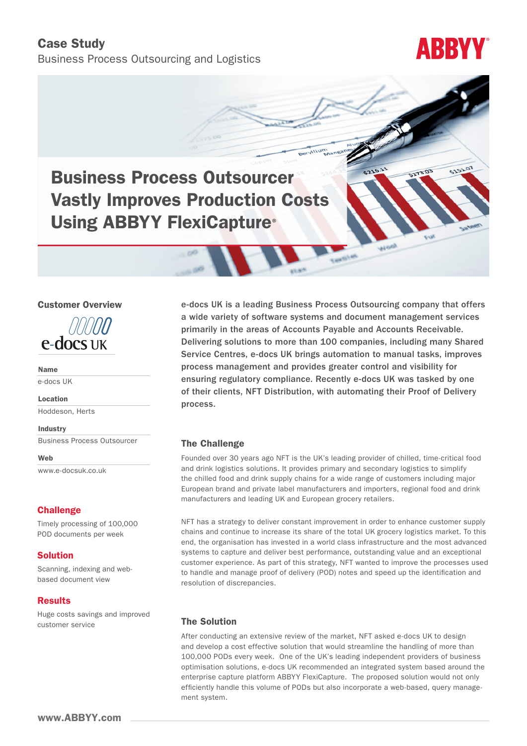# Case Study

Business Process Outsourcing and Logistics

ABBYY®

## Business Process Outsourcer Vastly Improves Production Costs Using ABBYY FlexiCapture®

### Customer Overview

e-docs UK

**Name**

e-docs UK

**Location**

Hoddeson, Herts

**Industry**

Business Process Outsourcer

**Web**

www.e-docsuk.co.uk

### Challenge

Timely processing of 100,000 POD documents per week

### Solution

Scanning, indexing and web-based document view

### Results

Huge costs savings and improved customer service

e-docs UK is a leading Business Process Outsourcing company that offers a wide variety of software systems and document management services primarily in the areas of Accounts Payable and Accounts Receivable. Delivering solutions to more than 100 companies, including many Shared Service Centres, e-docs UK brings automation to manual tasks, improves process management and provides greater control and visibility for ensuring regulatory compliance. Recently e-docs UK was tasked by one of their clients, NFT Distribution, with automating their Proof of Delivery process.

### The Challenge

Founded over 30 years ago NFT is the UK's leading provider of chilled, time-critical food and drink logistics solutions. It provides primary and secondary logistics to simplify the chilled food and drink supply chains for a wide range of customers including major European brand and private label manufacturers and importers, regional food and drink manufacturers and leading UK and European grocery retailers.

NFT has a strategy to deliver constant improvement in order to enhance customer supply chains and continue to increase its share of the total UK grocery logistics market. To this end, the organisation has invested in a world class infrastructure and the most advanced systems to capture and deliver best performance, outstanding value and an exceptional customer experience. As part of this strategy, NFT wanted to improve the processes used to handle and manage proof of delivery (POD) notes and speed up the identification and resolution of discrepancies.

### The Solution

After conducting an extensive review of the market, NFT asked e-docs UK to design and develop a cost effective solution that would streamline the handling of more than 100,000 PODs every week. One of the UK's leading independent providers of business optimisation solutions, e-docs UK recommended an integrated system based around the enterprise capture platform ABBYY FlexiCapture. The proposed solution would not only efficiently handle this volume of PODs but also incorporate a web-based, query management system.

www.ABBYY.com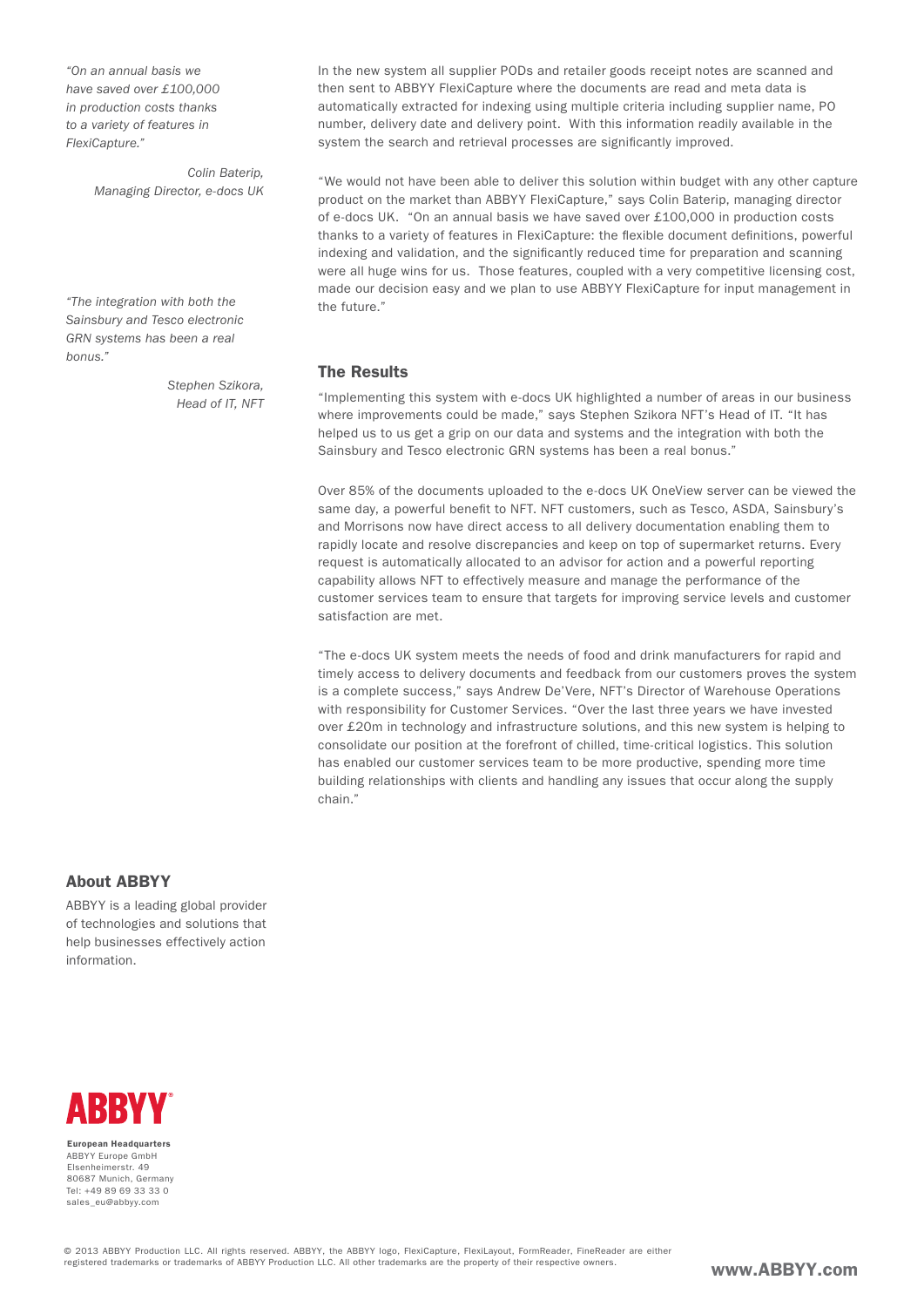*"On an annual basis we have saved over £100,000 in production costs thanks to a variety of features in FlexiCapture."*

*Colin Baterip, Managing Director, e-docs UK*

In the new system all supplier PODs and retailer goods receipt notes are scanned and then sent to ABBYY FlexiCapture where the documents are read and meta data is automatically extracted for indexing using multiple criteria including supplier name, PO number, delivery date and delivery point. With this information readily available in the system the search and retrieval processes are significantly improved.

"We would not have been able to deliver this solution within budget with any other capture product on the market than ABBYY FlexiCapture," says Colin Baterip, managing director of e-docs UK. "On an annual basis we have saved over £100,000 in production costs thanks to a variety of features in FlexiCapture: the flexible document definitions, powerful indexing and validation, and the significantly reduced time for preparation and scanning were all huge wins for us. Those features, coupled with a very competitive licensing cost, made our decision easy and we plan to use ABBYY FlexiCapture for input management in the future."

*"The integration with both the Sainsbury and Tesco electronic GRN systems has been a real bonus."*

*Stephen Szikora, Head of IT, NFT*

## The Results

"Implementing this system with e-docs UK highlighted a number of areas in our business where improvements could be made," says Stephen Szikora NFT's Head of IT. "It has helped us to us get a grip on our data and systems and the integration with both the Sainsbury and Tesco electronic GRN systems has been a real bonus."

Over 85% of the documents uploaded to the e-docs UK OneView server can be viewed the same day, a powerful benefit to NFT. NFT customers, such as Tesco, ASDA, Sainsbury's and Morrisons now have direct access to all delivery documentation enabling them to rapidly locate and resolve discrepancies and keep on top of supermarket returns. Every request is automatically allocated to an advisor for action and a powerful reporting capability allows NFT to effectively measure and manage the performance of the customer services team to ensure that targets for improving service levels and customer satisfaction are met.

"The e-docs UK system meets the needs of food and drink manufacturers for rapid and timely access to delivery documents and feedback from our customers proves the system is a complete success," says Andrew De'Vere, NFT's Director of Warehouse Operations with responsibility for Customer Services. "Over the last three years we have invested over £20m in technology and infrastructure solutions, and this new system is helping to consolidate our position at the forefront of chilled, time-critical logistics. This solution has enabled our customer services team to be more productive, spending more time building relationships with clients and handling any issues that occur along the supply chain."

## About ABBYY

ABBYY is a leading global provider of technologies and solutions that help businesses effectively action information.

ABBYY®

**European Headquarters**
ABBYY Europe GmbH
Elsenheimerstr. 49
80687 Munich, Germany
Tel: +49 89 69 33 33 0
sales_eu@abbyy.com

© 2013 ABBYY Production LLC. All rights reserved. ABBYY, the ABBYY logo, FlexiCapture, FlexiLayout, FormReader, FineReader are either registered trademarks or trademarks of ABBYY Production LLC. All other trademarks are the property of their respective owners.

**www.ABBYY.com**